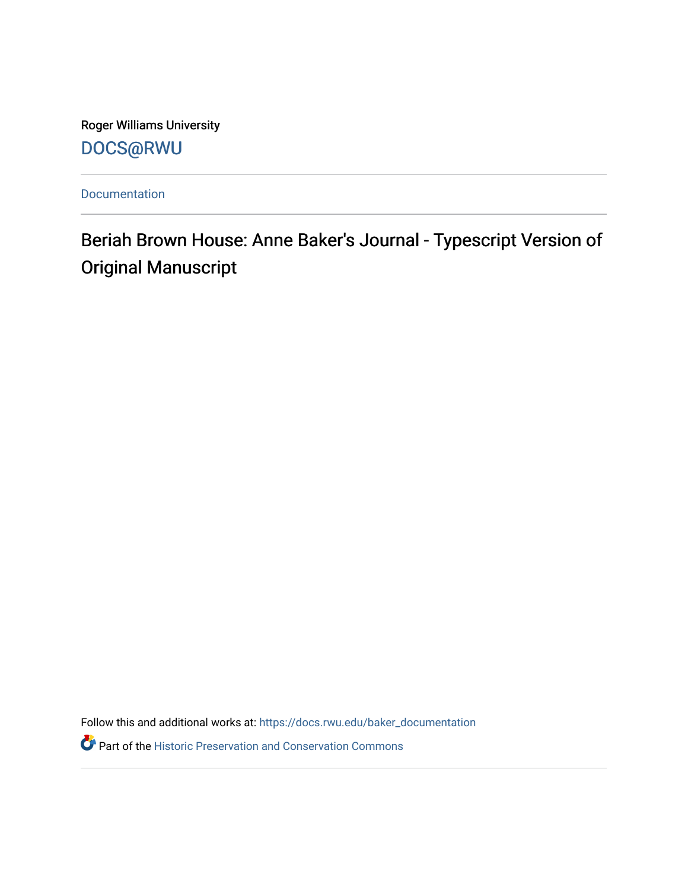Roger Williams University

DOCS@RWU

Documentation

# Beriah Brown House: Anne Baker's Journal - Typescript Version of Original Manuscript

Follow this and additional works at: https://docs.rwu.edu/baker_documentation

Part of the Historic Preservation and Conservation Commons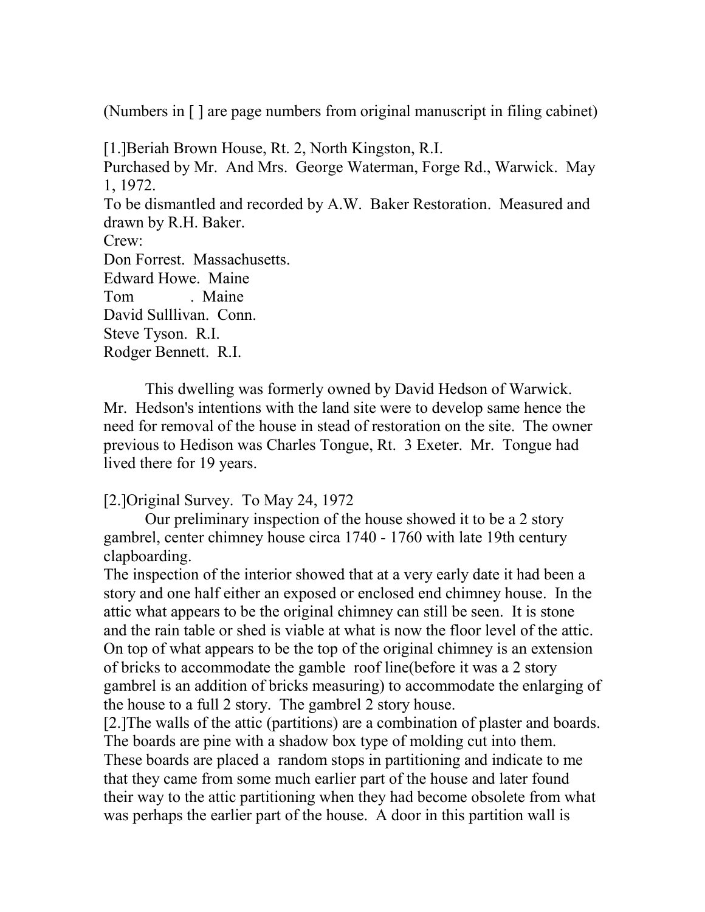(Numbers in [ ] are page numbers from original manuscript in filing cabinet)

[1.]Beriah Brown House, Rt. 2, North Kingston, R.I.
Purchased by Mr. And Mrs. George Waterman, Forge Rd., Warwick. May 1, 1972.
To be dismantled and recorded by A.W. Baker Restoration. Measured and drawn by R.H. Baker.
Crew:
Don Forrest. Massachusetts.
Edward Howe. Maine
Tom . Maine
David Sulllivan. Conn.
Steve Tyson. R.I.
Rodger Bennett. R.I.

This dwelling was formerly owned by David Hedson of Warwick. Mr. Hedson's intentions with the land site were to develop same hence the need for removal of the house in stead of restoration on the site. The owner previous to Hedison was Charles Tongue, Rt. 3 Exeter. Mr. Tongue had lived there for 19 years.

[2.]Original Survey. To May 24, 1972

Our preliminary inspection of the house showed it to be a 2 story gambrel, center chimney house circa 1740 - 1760 with late 19th century clapboarding.
The inspection of the interior showed that at a very early date it had been a story and one half either an exposed or enclosed end chimney house. In the attic what appears to be the original chimney can still be seen. It is stone and the rain table or shed is viable at what is now the floor level of the attic. On top of what appears to be the top of the original chimney is an extension of bricks to accommodate the gamble roof line(before it was a 2 story gambrel is an addition of bricks measuring) to accommodate the enlarging of the house to a full 2 story. The gambrel 2 story house.
[2.]The walls of the attic (partitions) are a combination of plaster and boards. The boards are pine with a shadow box type of molding cut into them. These boards are placed a random stops in partitioning and indicate to me that they came from some much earlier part of the house and later found their way to the attic partitioning when they had become obsolete from what was perhaps the earlier part of the house. A door in this partition wall is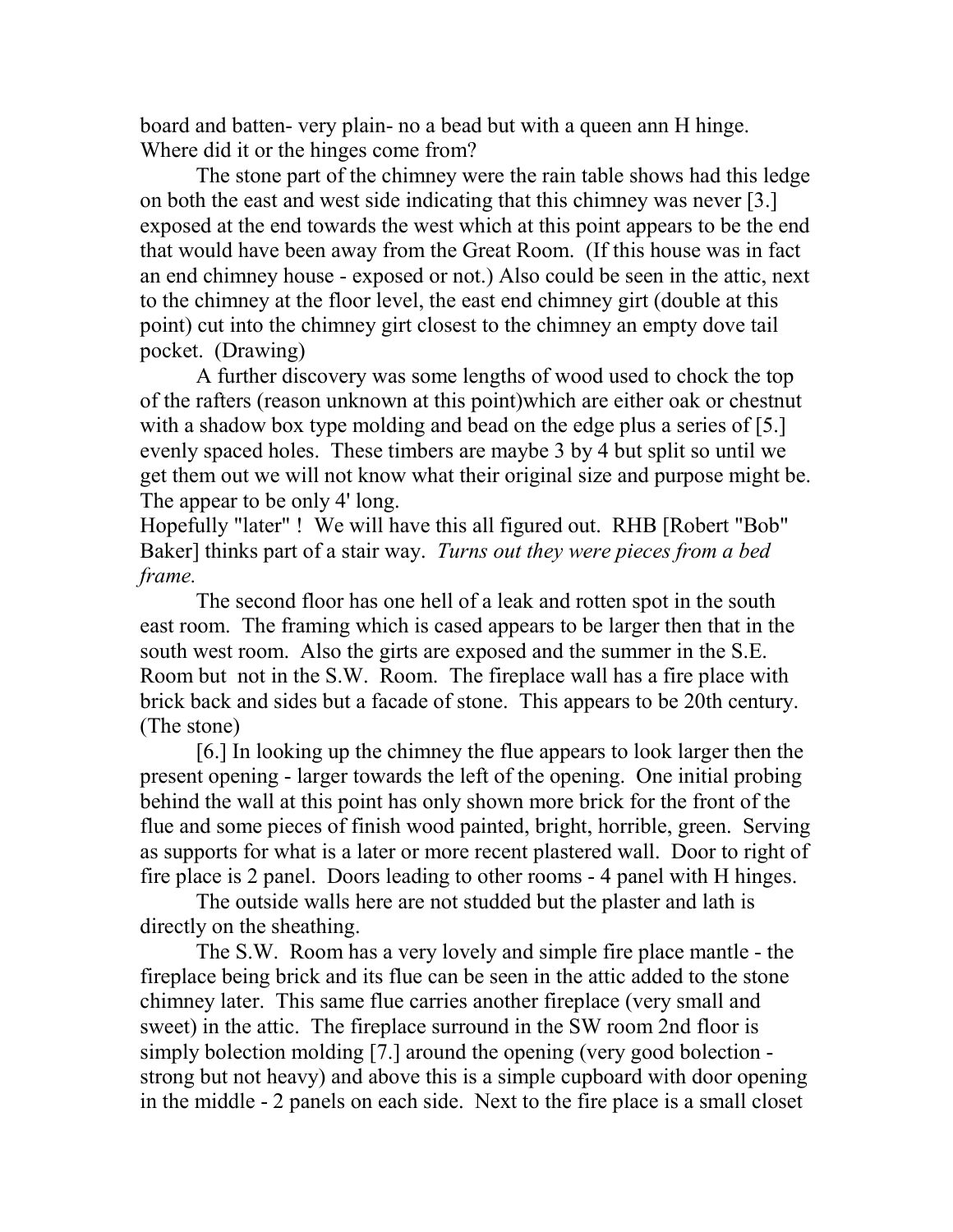board and batten- very plain- no a bead but with a queen ann H hinge. Where did it or the hinges come from?

The stone part of the chimney were the rain table shows had this ledge on both the east and west side indicating that this chimney was never [3.] exposed at the end towards the west which at this point appears to be the end that would have been away from the Great Room. (If this house was in fact an end chimney house - exposed or not.) Also could be seen in the attic, next to the chimney at the floor level, the east end chimney girt (double at this point) cut into the chimney girt closest to the chimney an empty dove tail pocket. (Drawing)

A further discovery was some lengths of wood used to chock the top of the rafters (reason unknown at this point)which are either oak or chestnut with a shadow box type molding and bead on the edge plus a series of [5.] evenly spaced holes. These timbers are maybe 3 by 4 but split so until we get them out we will not know what their original size and purpose might be. The appear to be only 4' long.
Hopefully "later" ! We will have this all figured out. RHB [Robert "Bob" Baker] thinks part of a stair way. *Turns out they were pieces from a bed frame.*

The second floor has one hell of a leak and rotten spot in the south east room. The framing which is cased appears to be larger then that in the south west room. Also the girts are exposed and the summer in the S.E. Room but not in the S.W. Room. The fireplace wall has a fire place with brick back and sides but a facade of stone. This appears to be 20th century. (The stone)

[6.] In looking up the chimney the flue appears to look larger then the present opening - larger towards the left of the opening. One initial probing behind the wall at this point has only shown more brick for the front of the flue and some pieces of finish wood painted, bright, horrible, green. Serving as supports for what is a later or more recent plastered wall. Door to right of fire place is 2 panel. Doors leading to other rooms - 4 panel with H hinges.

The outside walls here are not studded but the plaster and lath is directly on the sheathing.

The S.W. Room has a very lovely and simple fire place mantle - the fireplace being brick and its flue can be seen in the attic added to the stone chimney later. This same flue carries another fireplace (very small and sweet) in the attic. The fireplace surround in the SW room 2nd floor is simply bolection molding [7.] around the opening (very good bolection - strong but not heavy) and above this is a simple cupboard with door opening in the middle - 2 panels on each side. Next to the fire place is a small closet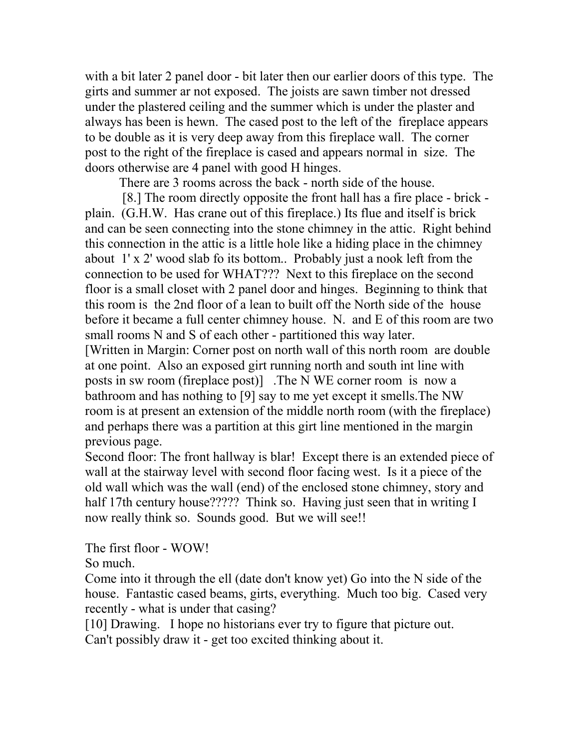with a bit later 2 panel door - bit later then our earlier doors of this type. The girts and summer ar not exposed. The joists are sawn timber not dressed under the plastered ceiling and the summer which is under the plaster and always has been is hewn. The cased post to the left of the fireplace appears to be double as it is very deep away from this fireplace wall. The corner post to the right of the fireplace is cased and appears normal in size. The doors otherwise are 4 panel with good H hinges.

There are 3 rooms across the back - north side of the house.

[8.] The room directly opposite the front hall has a fire place - brick - plain. (G.H.W. Has crane out of this fireplace.) Its flue and itself is brick and can be seen connecting into the stone chimney in the attic. Right behind this connection in the attic is a little hole like a hiding place in the chimney about 1' x 2' wood slab fo its bottom.. Probably just a nook left from the connection to be used for WHAT??? Next to this fireplace on the second floor is a small closet with 2 panel door and hinges. Beginning to think that this room is the 2nd floor of a lean to built off the North side of the house before it became a full center chimney house. N. and E of this room are two small rooms N and S of each other - partitioned this way later.
[Written in Margin: Corner post on north wall of this north room are double at one point. Also an exposed girt running north and south int line with posts in sw room (fireplace post)] .The N WE corner room is now a bathroom and has nothing to [9] say to me yet except it smells.The NW room is at present an extension of the middle north room (with the fireplace) and perhaps there was a partition at this girt line mentioned in the margin previous page.
Second floor: The front hallway is blar! Except there is an extended piece of wall at the stairway level with second floor facing west. Is it a piece of the old wall which was the wall (end) of the enclosed stone chimney, story and half 17th century house????? Think so. Having just seen that in writing I now really think so. Sounds good. But we will see!!

The first floor - WOW!
So much.
Come into it through the ell (date don't know yet) Go into the N side of the house. Fantastic cased beams, girts, everything. Much too big. Cased very recently - what is under that casing?
[10] Drawing. I hope no historians ever try to figure that picture out. Can't possibly draw it - get too excited thinking about it.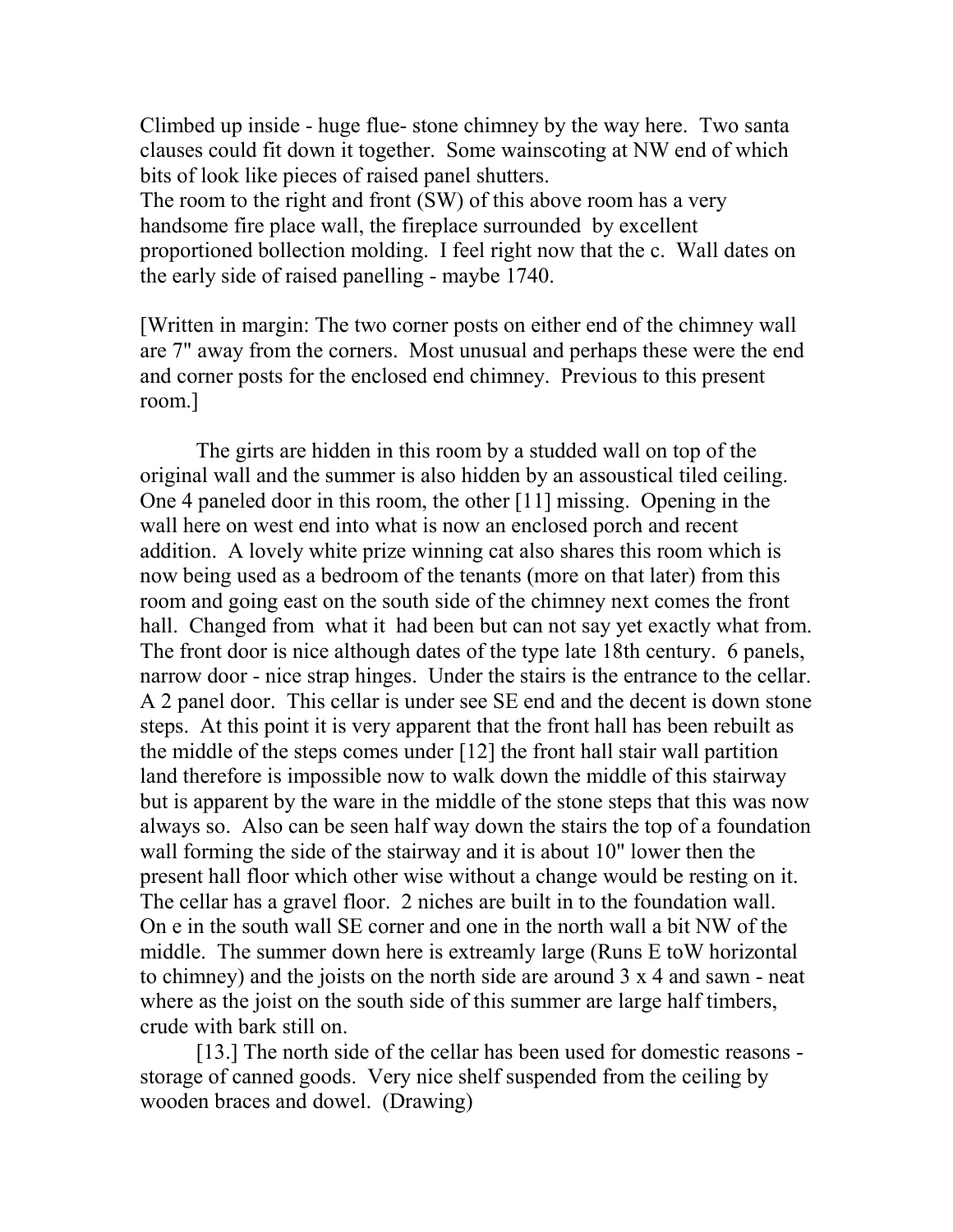Climbed up inside - huge flue- stone chimney by the way here. Two santa clauses could fit down it together. Some wainscoting at NW end of which bits of look like pieces of raised panel shutters.
The room to the right and front (SW) of this above room has a very handsome fire place wall, the fireplace surrounded by excellent proportioned bollection molding. I feel right now that the c. Wall dates on the early side of raised panelling - maybe 1740.

[Written in margin: The two corner posts on either end of the chimney wall are 7" away from the corners. Most unusual and perhaps these were the end and corner posts for the enclosed end chimney. Previous to this present room.]

The girts are hidden in this room by a studded wall on top of the original wall and the summer is also hidden by an assoustical tiled ceiling. One 4 paneled door in this room, the other [11] missing. Opening in the wall here on west end into what is now an enclosed porch and recent addition. A lovely white prize winning cat also shares this room which is now being used as a bedroom of the tenants (more on that later) from this room and going east on the south side of the chimney next comes the front hall. Changed from what it had been but can not say yet exactly what from. The front door is nice although dates of the type late 18th century. 6 panels, narrow door - nice strap hinges. Under the stairs is the entrance to the cellar. A 2 panel door. This cellar is under see SE end and the decent is down stone steps. At this point it is very apparent that the front hall has been rebuilt as the middle of the steps comes under [12] the front hall stair wall partition land therefore is impossible now to walk down the middle of this stairway but is apparent by the ware in the middle of the stone steps that this was now always so. Also can be seen half way down the stairs the top of a foundation wall forming the side of the stairway and it is about 10" lower then the present hall floor which other wise without a change would be resting on it. The cellar has a gravel floor. 2 niches are built in to the foundation wall. On e in the south wall SE corner and one in the north wall a bit NW of the middle. The summer down here is extreamly large (Runs E toW horizontal to chimney) and the joists on the north side are around 3 x 4 and sawn - neat where as the joist on the south side of this summer are large half timbers, crude with bark still on.

[13.] The north side of the cellar has been used for domestic reasons - storage of canned goods. Very nice shelf suspended from the ceiling by wooden braces and dowel. (Drawing)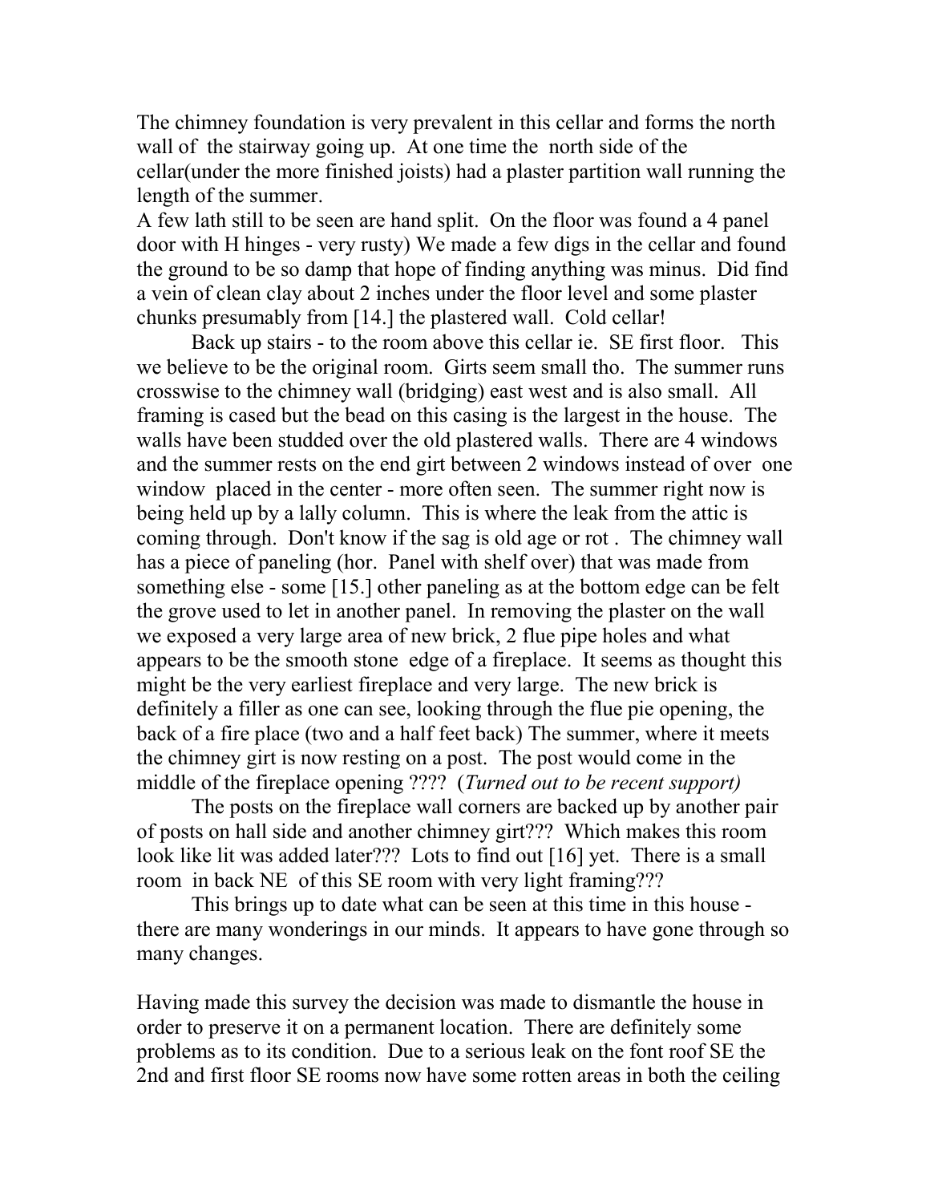The chimney foundation is very prevalent in this cellar and forms the north wall of the stairway going up. At one time the north side of the cellar(under the more finished joists) had a plaster partition wall running the length of the summer.
A few lath still to be seen are hand split. On the floor was found a 4 panel door with H hinges - very rusty) We made a few digs in the cellar and found the ground to be so damp that hope of finding anything was minus. Did find a vein of clean clay about 2 inches under the floor level and some plaster chunks presumably from [14.] the plastered wall. Cold cellar!

Back up stairs - to the room above this cellar ie. SE first floor. This we believe to be the original room. Girts seem small tho. The summer runs crosswise to the chimney wall (bridging) east west and is also small. All framing is cased but the bead on this casing is the largest in the house. The walls have been studded over the old plastered walls. There are 4 windows and the summer rests on the end girt between 2 windows instead of over one window placed in the center - more often seen. The summer right now is being held up by a lally column. This is where the leak from the attic is coming through. Don't know if the sag is old age or rot . The chimney wall has a piece of paneling (hor. Panel with shelf over) that was made from something else - some [15.] other paneling as at the bottom edge can be felt the grove used to let in another panel. In removing the plaster on the wall we exposed a very large area of new brick, 2 flue pipe holes and what appears to be the smooth stone edge of a fireplace. It seems as thought this might be the very earliest fireplace and very large. The new brick is definitely a filler as one can see, looking through the flue pie opening, the back of a fire place (two and a half feet back) The summer, where it meets the chimney girt is now resting on a post. The post would come in the middle of the fireplace opening ???? (*Turned out to be recent support)*

The posts on the fireplace wall corners are backed up by another pair of posts on hall side and another chimney girt??? Which makes this room look like lit was added later??? Lots to find out [16] yet. There is a small room in back NE of this SE room with very light framing???

This brings up to date what can be seen at this time in this house - there are many wonderings in our minds. It appears to have gone through so many changes.

Having made this survey the decision was made to dismantle the house in order to preserve it on a permanent location. There are definitely some problems as to its condition. Due to a serious leak on the font roof SE the 2nd and first floor SE rooms now have some rotten areas in both the ceiling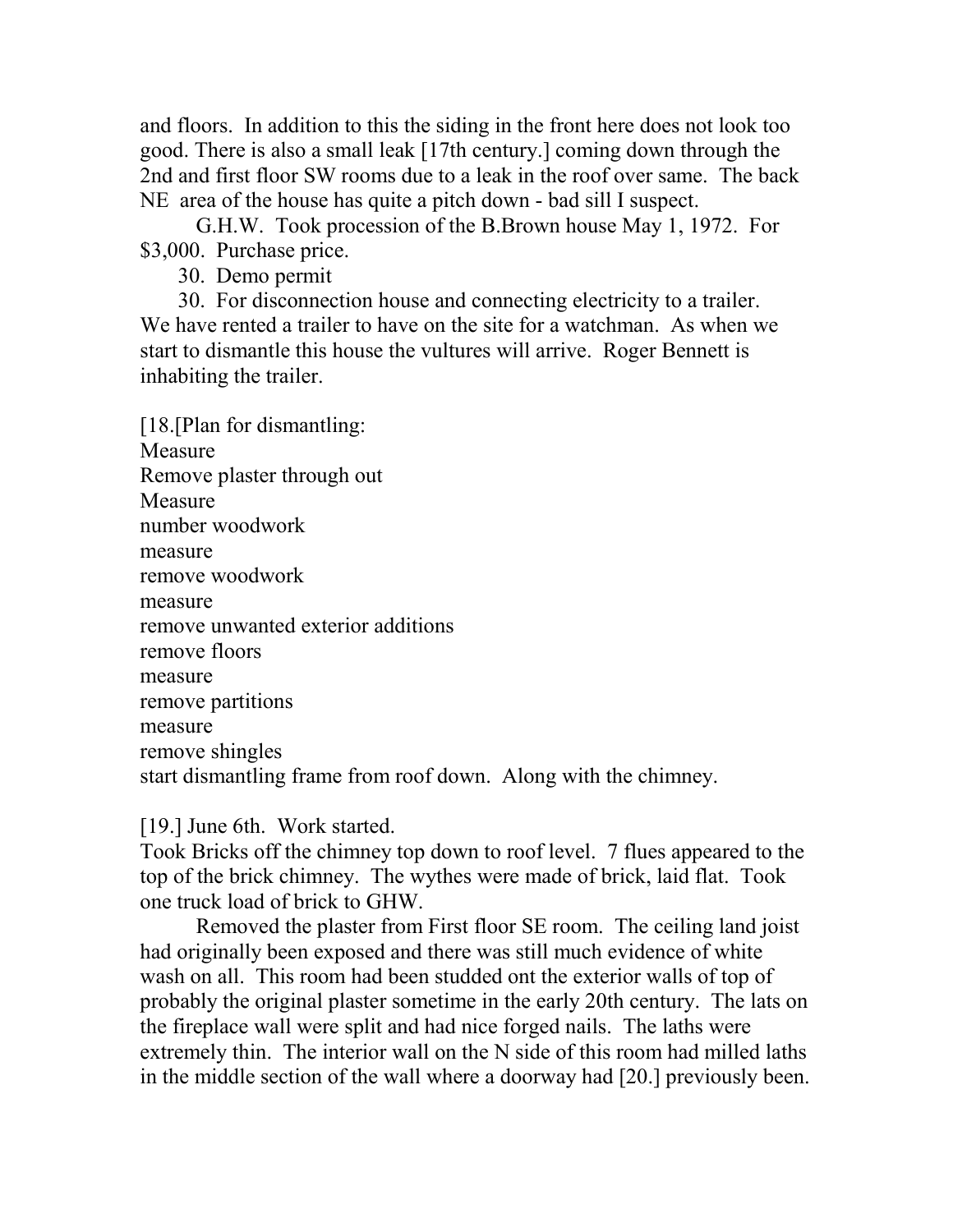and floors. In addition to this the siding in the front here does not look too good. There is also a small leak [17th century.] coming down through the 2nd and first floor SW rooms due to a leak in the roof over same. The back NE area of the house has quite a pitch down - bad sill I suspect.

G.H.W. Took procession of the B.Brown house May 1, 1972. For $3,000. Purchase price.

30. Demo permit

30. For disconnection house and connecting electricity to a trailer. We have rented a trailer to have on the site for a watchman. As when we start to dismantle this house the vultures will arrive. Roger Bennett is inhabiting the trailer.

[18.[Plan for dismantling:
Measure
Remove plaster through out
Measure
number woodwork
measure
remove woodwork
measure
remove unwanted exterior additions
remove floors
measure
remove partitions
measure
remove shingles
start dismantling frame from roof down. Along with the chimney.

[19.] June 6th. Work started.
Took Bricks off the chimney top down to roof level. 7 flues appeared to the top of the brick chimney. The wythes were made of brick, laid flat. Took one truck load of brick to GHW.

Removed the plaster from First floor SE room. The ceiling land joist had originally been exposed and there was still much evidence of white wash on all. This room had been studded ont the exterior walls of top of probably the original plaster sometime in the early 20th century. The lats on the fireplace wall were split and had nice forged nails. The laths were extremely thin. The interior wall on the N side of this room had milled laths in the middle section of the wall where a doorway had [20.] previously been.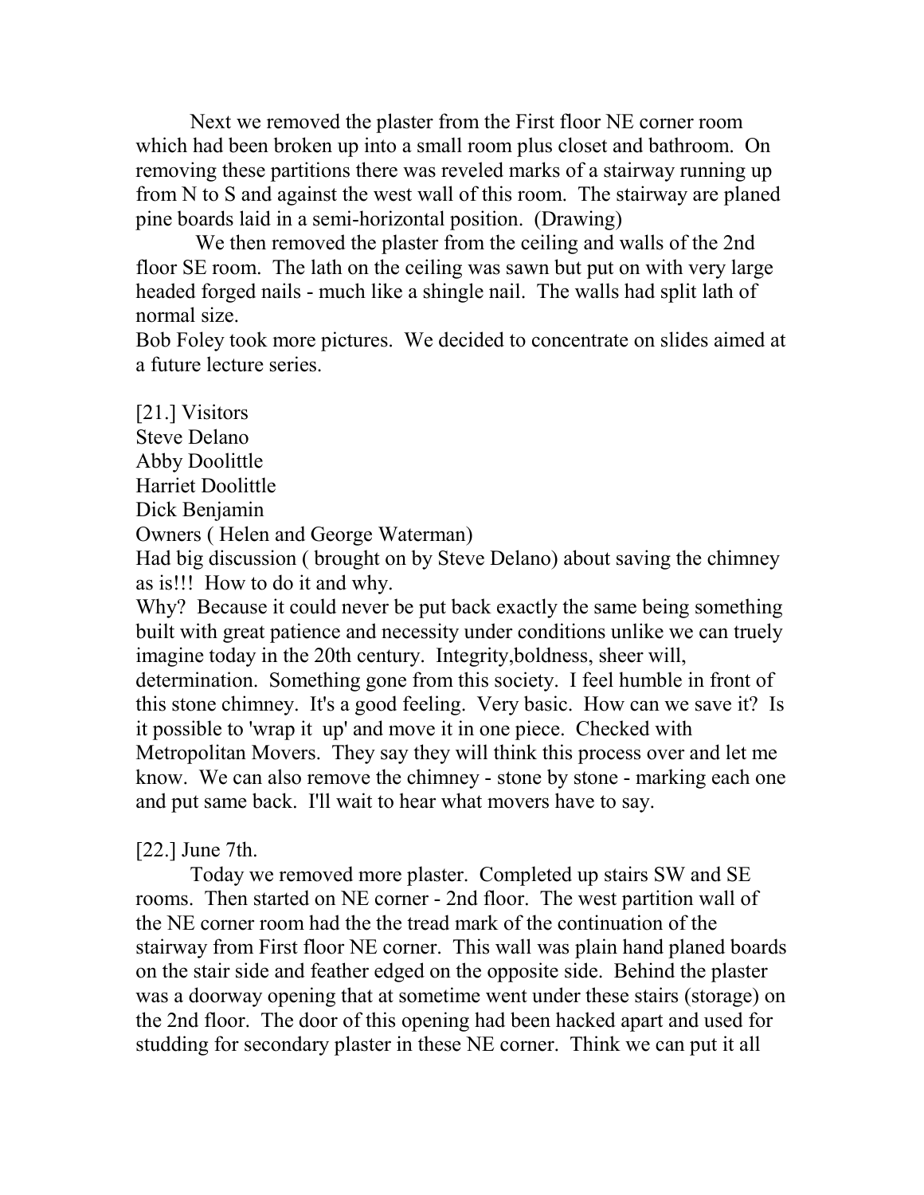Next we removed the plaster from the First floor NE corner room which had been broken up into a small room plus closet and bathroom. On removing these partitions there was reveled marks of a stairway running up from N to S and against the west wall of this room. The stairway are planed pine boards laid in a semi-horizontal position. (Drawing)

We then removed the plaster from the ceiling and walls of the 2nd floor SE room. The lath on the ceiling was sawn but put on with very large headed forged nails - much like a shingle nail. The walls had split lath of normal size.
Bob Foley took more pictures. We decided to concentrate on slides aimed at a future lecture series.

[21.] Visitors
Steve Delano
Abby Doolittle
Harriet Doolittle
Dick Benjamin
Owners ( Helen and George Waterman)
Had big discussion ( brought on by Steve Delano) about saving the chimney as is!!! How to do it and why.
Why? Because it could never be put back exactly the same being something built with great patience and necessity under conditions unlike we can truely imagine today in the 20th century. Integrity,boldness, sheer will, determination. Something gone from this society. I feel humble in front of this stone chimney. It's a good feeling. Very basic. How can we save it? Is it possible to 'wrap it up' and move it in one piece. Checked with Metropolitan Movers. They say they will think this process over and let me know. We can also remove the chimney - stone by stone - marking each one and put same back. I'll wait to hear what movers have to say.

[22.] June 7th.

Today we removed more plaster. Completed up stairs SW and SE rooms. Then started on NE corner - 2nd floor. The west partition wall of the NE corner room had the the tread mark of the continuation of the stairway from First floor NE corner. This wall was plain hand planed boards on the stair side and feather edged on the opposite side. Behind the plaster was a doorway opening that at sometime went under these stairs (storage) on the 2nd floor. The door of this opening had been hacked apart and used for studding for secondary plaster in these NE corner. Think we can put it all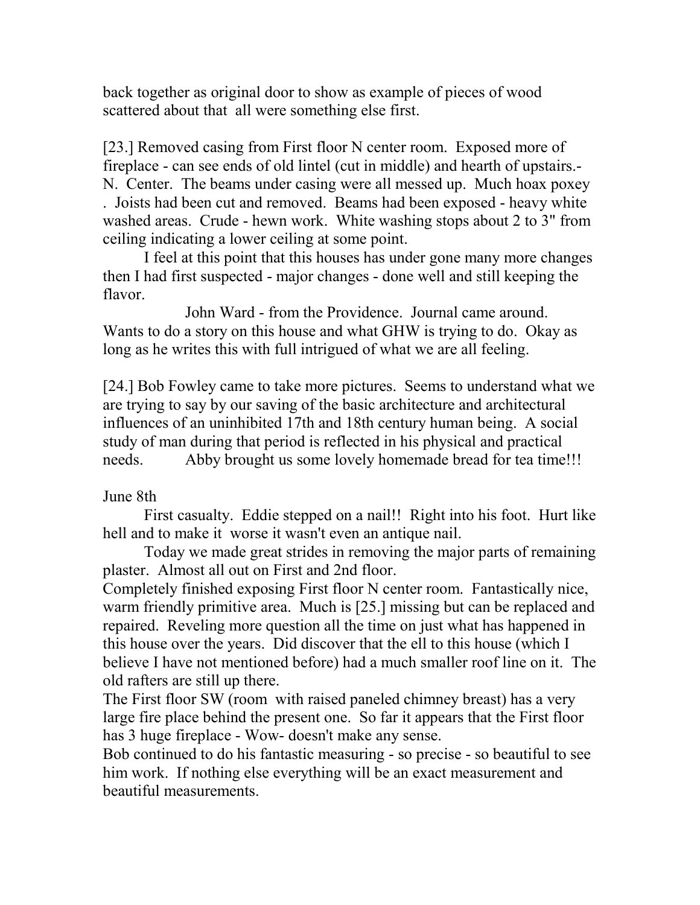back together as original door to show as example of pieces of wood scattered about that all were something else first.

[23.] Removed casing from First floor N center room. Exposed more of fireplace - can see ends of old lintel (cut in middle) and hearth of upstairs.- N. Center. The beams under casing were all messed up. Much hoax poxey . Joists had been cut and removed. Beams had been exposed - heavy white washed areas. Crude - hewn work. White washing stops about 2 to 3" from ceiling indicating a lower ceiling at some point.

I feel at this point that this houses has under gone many more changes then I had first suspected - major changes - done well and still keeping the flavor.

John Ward - from the Providence. Journal came around. Wants to do a story on this house and what GHW is trying to do. Okay as long as he writes this with full intrigued of what we are all feeling.

[24.] Bob Fowley came to take more pictures. Seems to understand what we are trying to say by our saving of the basic architecture and architectural influences of an uninhibited 17th and 18th century human being. A social study of man during that period is reflected in his physical and practical needs. Abby brought us some lovely homemade bread for tea time!!!

June 8th

First casualty. Eddie stepped on a nail!! Right into his foot. Hurt like hell and to make it worse it wasn't even an antique nail.

Today we made great strides in removing the major parts of remaining plaster. Almost all out on First and 2nd floor.

Completely finished exposing First floor N center room. Fantastically nice, warm friendly primitive area. Much is [25.] missing but can be replaced and repaired. Reveling more question all the time on just what has happened in this house over the years. Did discover that the ell to this house (which I believe I have not mentioned before) had a much smaller roof line on it. The old rafters are still up there.

The First floor SW (room with raised paneled chimney breast) has a very large fire place behind the present one. So far it appears that the First floor has 3 huge fireplace - Wow- doesn't make any sense.

Bob continued to do his fantastic measuring - so precise - so beautiful to see him work. If nothing else everything will be an exact measurement and beautiful measurements.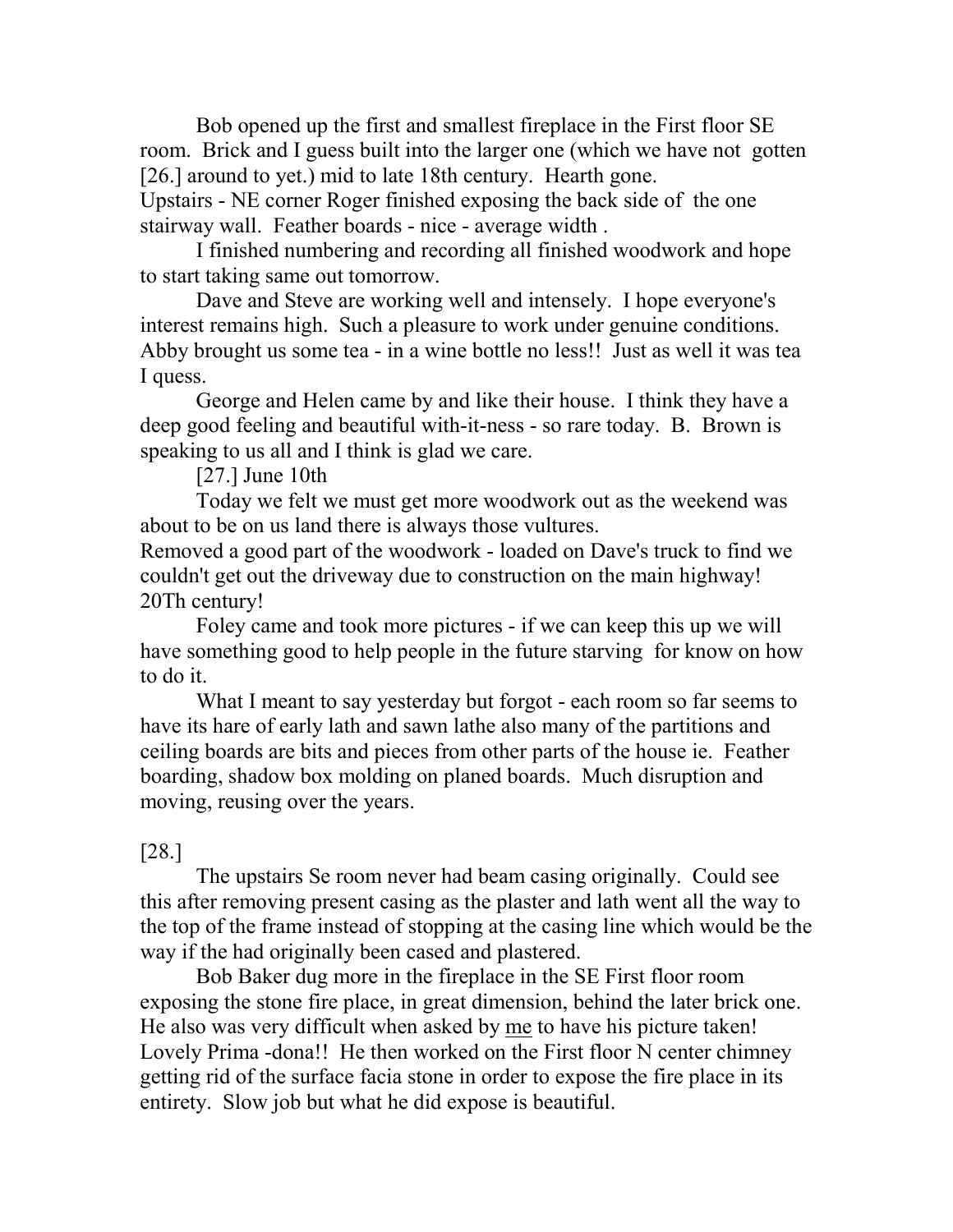Bob opened up the first and smallest fireplace in the First floor SE room. Brick and I guess built into the larger one (which we have not gotten [26.] around to yet.) mid to late 18th century. Hearth gone.
Upstairs - NE corner Roger finished exposing the back side of the one stairway wall. Feather boards - nice - average width .

I finished numbering and recording all finished woodwork and hope to start taking same out tomorrow.

Dave and Steve are working well and intensely. I hope everyone's interest remains high. Such a pleasure to work under genuine conditions. Abby brought us some tea - in a wine bottle no less!! Just as well it was tea I quess.

George and Helen came by and like their house. I think they have a deep good feeling and beautiful with-it-ness - so rare today. B. Brown is speaking to us all and I think is glad we care.

[27.] June 10th

Today we felt we must get more woodwork out as the weekend was about to be on us land there is always those vultures.
Removed a good part of the woodwork - loaded on Dave's truck to find we couldn't get out the driveway due to construction on the main highway! 20Th century!

Foley came and took more pictures - if we can keep this up we will have something good to help people in the future starving for know on how to do it.

What I meant to say yesterday but forgot - each room so far seems to have its hare of early lath and sawn lathe also many of the partitions and ceiling boards are bits and pieces from other parts of the house ie. Feather boarding, shadow box molding on planed boards. Much disruption and moving, reusing over the years.

[28.]

The upstairs Se room never had beam casing originally. Could see this after removing present casing as the plaster and lath went all the way to the top of the frame instead of stopping at the casing line which would be the way if the had originally been cased and plastered.

Bob Baker dug more in the fireplace in the SE First floor room exposing the stone fire place, in great dimension, behind the later brick one. He also was very difficult when asked by <u>me</u> to have his picture taken! Lovely Prima -dona!! He then worked on the First floor N center chimney getting rid of the surface facia stone in order to expose the fire place in its entirety. Slow job but what he did expose is beautiful.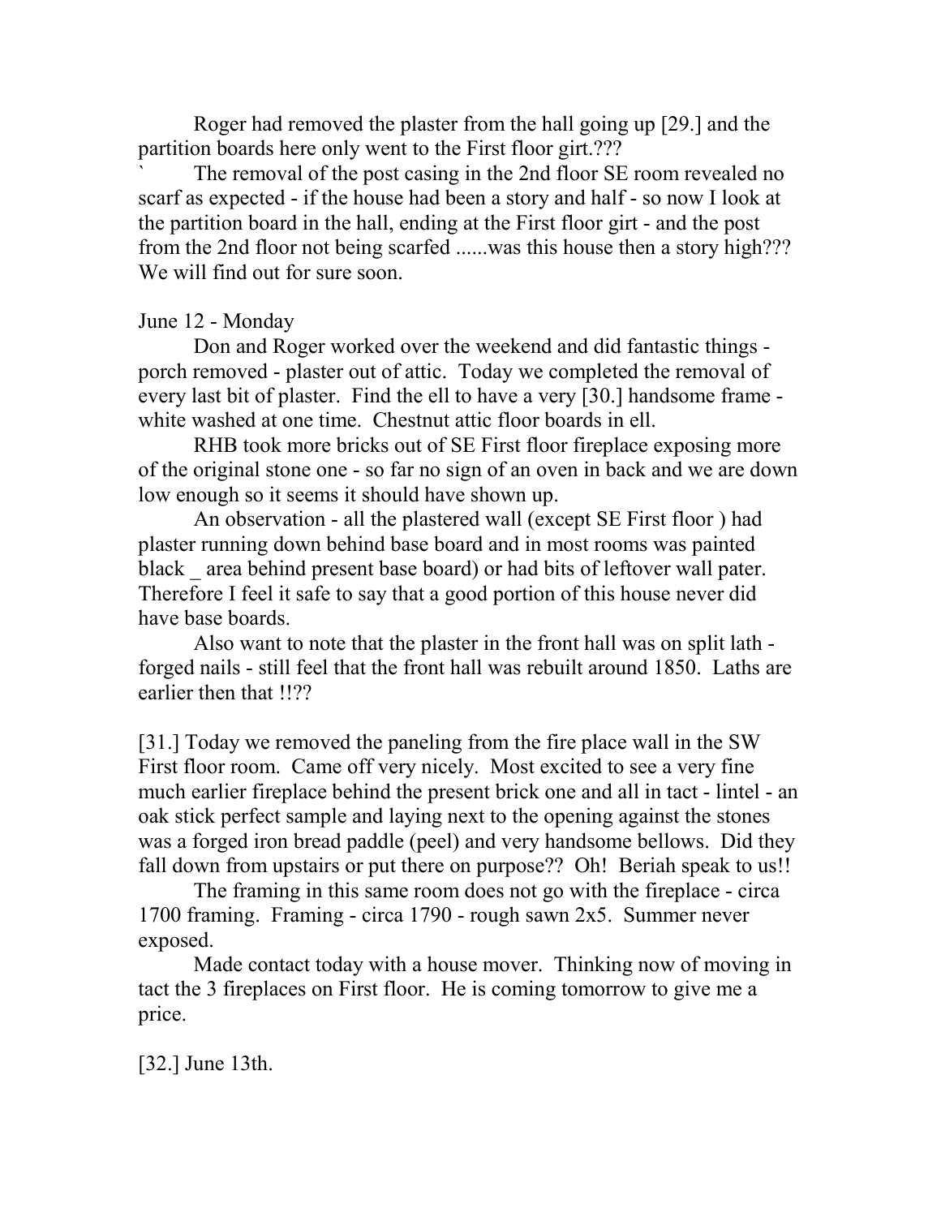Roger had removed the plaster from the hall going up [29.] and the partition boards here only went to the First floor girt.???

` The removal of the post casing in the 2nd floor SE room revealed no scarf as expected - if the house had been a story and half - so now I look at the partition board in the hall, ending at the First floor girt - and the post from the 2nd floor not being scarfed ......was this house then a story high??? We will find out for sure soon.

June 12 - Monday

Don and Roger worked over the weekend and did fantastic things - porch removed - plaster out of attic. Today we completed the removal of every last bit of plaster. Find the ell to have a very [30.] handsome frame - white washed at one time. Chestnut attic floor boards in ell.

RHB took more bricks out of SE First floor fireplace exposing more of the original stone one - so far no sign of an oven in back and we are down low enough so it seems it should have shown up.

An observation - all the plastered wall (except SE First floor ) had plaster running down behind base board and in most rooms was painted black _ area behind present base board) or had bits of leftover wall pater. Therefore I feel it safe to say that a good portion of this house never did have base boards.

Also want to note that the plaster in the front hall was on split lath - forged nails - still feel that the front hall was rebuilt around 1850. Laths are earlier then that !!??

[31.] Today we removed the paneling from the fire place wall in the SW First floor room. Came off very nicely. Most excited to see a very fine much earlier fireplace behind the present brick one and all in tact - lintel - an oak stick perfect sample and laying next to the opening against the stones was a forged iron bread paddle (peel) and very handsome bellows. Did they fall down from upstairs or put there on purpose?? Oh! Beriah speak to us!!

The framing in this same room does not go with the fireplace - circa 1700 framing. Framing - circa 1790 - rough sawn 2x5. Summer never exposed.

Made contact today with a house mover. Thinking now of moving in tact the 3 fireplaces on First floor. He is coming tomorrow to give me a price.

[32.] June 13th.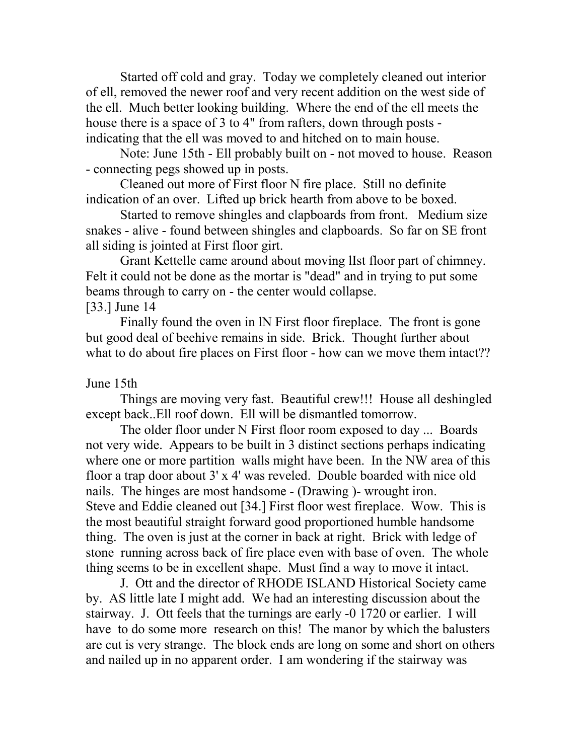Started off cold and gray. Today we completely cleaned out interior of ell, removed the newer roof and very recent addition on the west side of the ell. Much better looking building. Where the end of the ell meets the house there is a space of 3 to 4" from rafters, down through posts - indicating that the ell was moved to and hitched on to main house.

Note: June 15th - Ell probably built on - not moved to house. Reason - connecting pegs showed up in posts.

Cleaned out more of First floor N fire place. Still no definite indication of an over. Lifted up brick hearth from above to be boxed.

Started to remove shingles and clapboards from front. Medium size snakes - alive - found between shingles and clapboards. So far on SE front all siding is jointed at First floor girt.

Grant Kettelle came around about moving lIst floor part of chimney. Felt it could not be done as the mortar is "dead" and in trying to put some beams through to carry on - the center would collapse.

[33.] June 14

Finally found the oven in lN First floor fireplace. The front is gone but good deal of beehive remains in side. Brick. Thought further about what to do about fire places on First floor - how can we move them intact??

June 15th

Things are moving very fast. Beautiful crew!!! House all deshingled except back..Ell roof down. Ell will be dismantled tomorrow.

The older floor under N First floor room exposed to day ... Boards not very wide. Appears to be built in 3 distinct sections perhaps indicating where one or more partition walls might have been. In the NW area of this floor a trap door about 3' x 4' was reveled. Double boarded with nice old nails. The hinges are most handsome - (Drawing )- wrought iron.

Steve and Eddie cleaned out [34.] First floor west fireplace. Wow. This is the most beautiful straight forward good proportioned humble handsome thing. The oven is just at the corner in back at right. Brick with ledge of stone running across back of fire place even with base of oven. The whole thing seems to be in excellent shape. Must find a way to move it intact.

J. Ott and the director of RHODE ISLAND Historical Society came by. AS little late I might add. We had an interesting discussion about the stairway. J. Ott feels that the turnings are early -0 1720 or earlier. I will have to do some more research on this! The manor by which the balusters are cut is very strange. The block ends are long on some and short on others and nailed up in no apparent order. I am wondering if the stairway was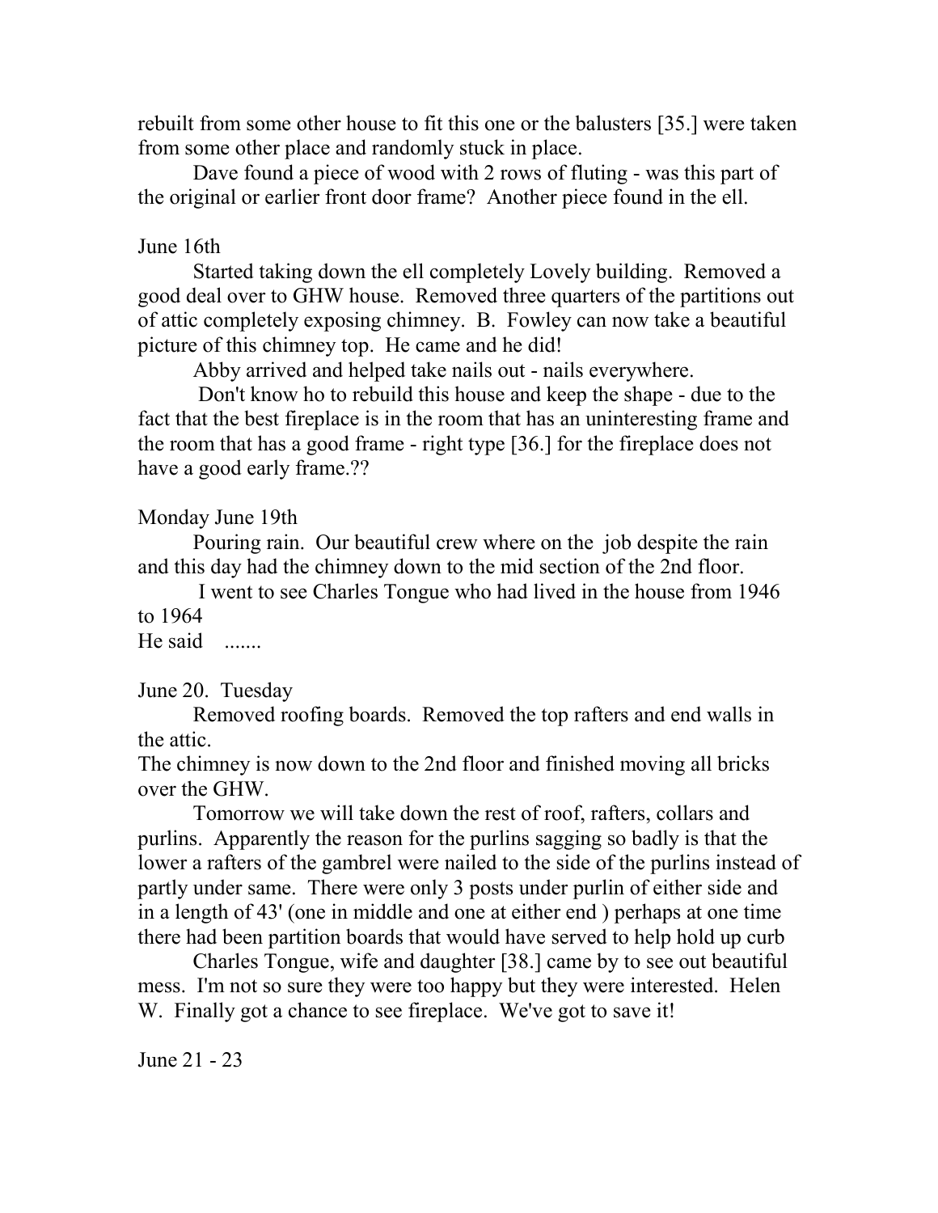rebuilt from some other house to fit this one or the balusters [35.] were taken from some other place and randomly stuck in place.

Dave found a piece of wood with 2 rows of fluting - was this part of the original or earlier front door frame? Another piece found in the ell.

June 16th

Started taking down the ell completely Lovely building. Removed a good deal over to GHW house. Removed three quarters of the partitions out of attic completely exposing chimney. B. Fowley can now take a beautiful picture of this chimney top. He came and he did!

Abby arrived and helped take nails out - nails everywhere.

Don't know ho to rebuild this house and keep the shape - due to the fact that the best fireplace is in the room that has an uninteresting frame and the room that has a good frame - right type [36.] for the fireplace does not have a good early frame.??

Monday June 19th

Pouring rain. Our beautiful crew where on the job despite the rain and this day had the chimney down to the mid section of the 2nd floor.

I went to see Charles Tongue who had lived in the house from 1946 to 1964

He said .......

June 20. Tuesday

Removed roofing boards. Removed the top rafters and end walls in the attic.

The chimney is now down to the 2nd floor and finished moving all bricks over the GHW.

Tomorrow we will take down the rest of roof, rafters, collars and purlins. Apparently the reason for the purlins sagging so badly is that the lower a rafters of the gambrel were nailed to the side of the purlins instead of partly under same. There were only 3 posts under purlin of either side and in a length of 43' (one in middle and one at either end ) perhaps at one time there had been partition boards that would have served to help hold up curb

Charles Tongue, wife and daughter [38.] came by to see out beautiful mess. I'm not so sure they were too happy but they were interested. Helen W. Finally got a chance to see fireplace. We've got to save it!

June 21 - 23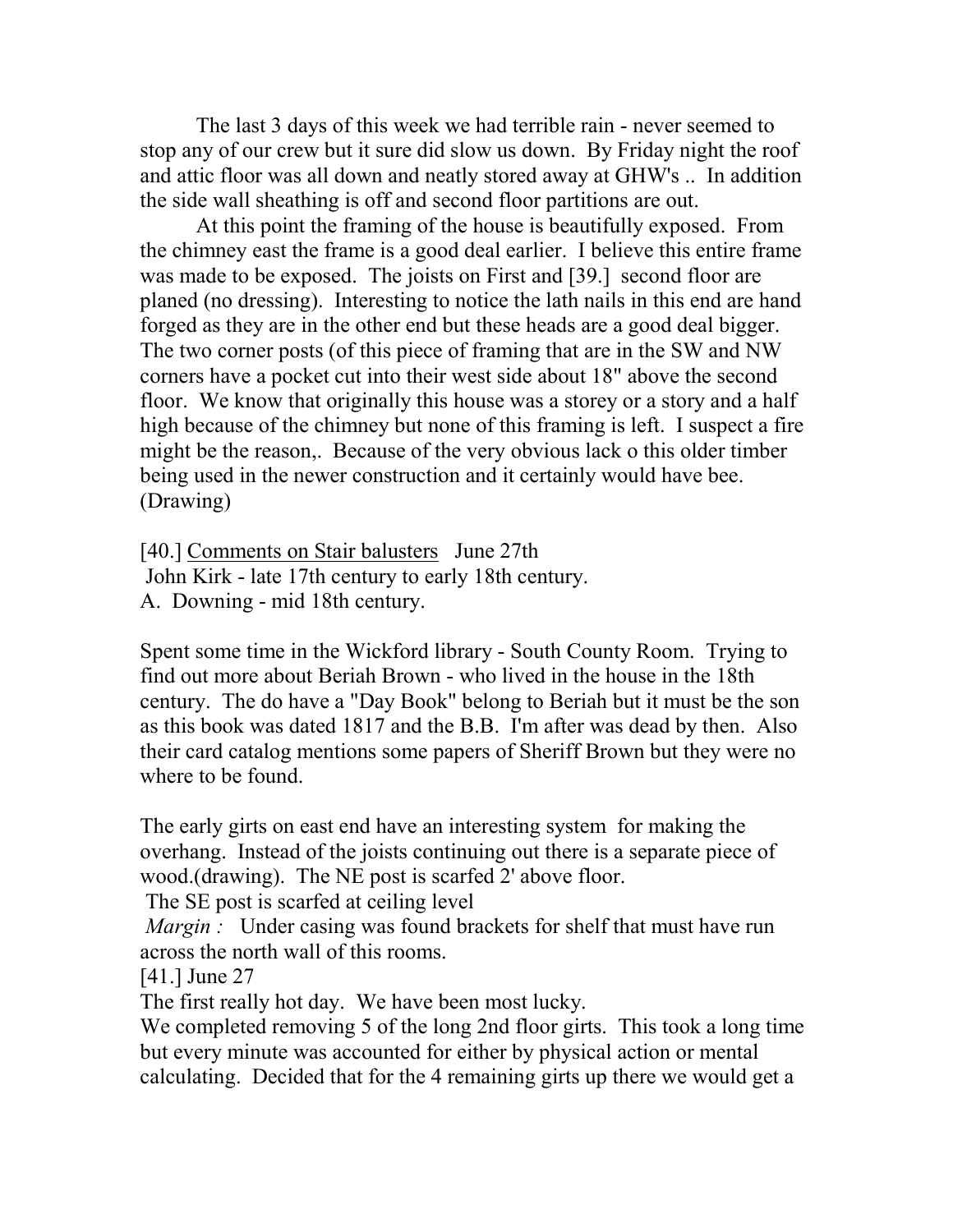The last 3 days of this week we had terrible rain - never seemed to stop any of our crew but it sure did slow us down. By Friday night the roof and attic floor was all down and neatly stored away at GHW's .. In addition the side wall sheathing is off and second floor partitions are out.

At this point the framing of the house is beautifully exposed. From the chimney east the frame is a good deal earlier. I believe this entire frame was made to be exposed. The joists on First and [39.] second floor are planed (no dressing). Interesting to notice the lath nails in this end are hand forged as they are in the other end but these heads are a good deal bigger. The two corner posts (of this piece of framing that are in the SW and NW corners have a pocket cut into their west side about 18" above the second floor. We know that originally this house was a storey or a story and a half high because of the chimney but none of this framing is left. I suspect a fire might be the reason,. Because of the very obvious lack o this older timber being used in the newer construction and it certainly would have bee. (Drawing)

[40.] <u>Comments on Stair balusters</u> June 27th
John Kirk - late 17th century to early 18th century.
A. Downing - mid 18th century.

Spent some time in the Wickford library - South County Room. Trying to find out more about Beriah Brown - who lived in the house in the 18th century. The do have a "Day Book" belong to Beriah but it must be the son as this book was dated 1817 and the B.B. I'm after was dead by then. Also their card catalog mentions some papers of Sheriff Brown but they were no where to be found.

The early girts on east end have an interesting system for making the overhang. Instead of the joists continuing out there is a separate piece of wood.(drawing). The NE post is scarfed 2' above floor.
The SE post is scarfed at ceiling level
*Margin :* Under casing was found brackets for shelf that must have run across the north wall of this rooms.

[41.] June 27
The first really hot day. We have been most lucky.
We completed removing 5 of the long 2nd floor girts. This took a long time but every minute was accounted for either by physical action or mental calculating. Decided that for the 4 remaining girts up there we would get a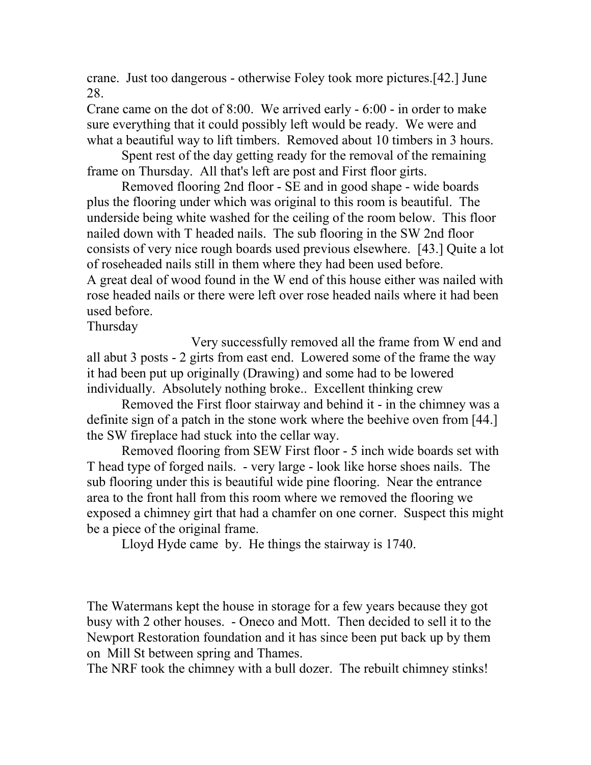crane. Just too dangerous - otherwise Foley took more pictures.[42.] June 28.

Crane came on the dot of 8:00. We arrived early - 6:00 - in order to make sure everything that it could possibly left would be ready. We were and what a beautiful way to lift timbers. Removed about 10 timbers in 3 hours.

Spent rest of the day getting ready for the removal of the remaining frame on Thursday. All that's left are post and First floor girts.

Removed flooring 2nd floor - SE and in good shape - wide boards plus the flooring under which was original to this room is beautiful. The underside being white washed for the ceiling of the room below. This floor nailed down with T headed nails. The sub flooring in the SW 2nd floor consists of very nice rough boards used previous elsewhere. [43.] Quite a lot of roseheaded nails still in them where they had been used before.
A great deal of wood found in the W end of this house either was nailed with rose headed nails or there were left over rose headed nails where it had been used before.

Thursday

Very successfully removed all the frame from W end and all abut 3 posts - 2 girts from east end. Lowered some of the frame the way it had been put up originally (Drawing) and some had to be lowered individually. Absolutely nothing broke.. Excellent thinking crew

Removed the First floor stairway and behind it - in the chimney was a definite sign of a patch in the stone work where the beehive oven from [44.] the SW fireplace had stuck into the cellar way.

Removed flooring from SEW First floor - 5 inch wide boards set with T head type of forged nails. - very large - look like horse shoes nails. The sub flooring under this is beautiful wide pine flooring. Near the entrance area to the front hall from this room where we removed the flooring we exposed a chimney girt that had a chamfer on one corner. Suspect this might be a piece of the original frame.

Lloyd Hyde came by. He things the stairway is 1740.

The Watermans kept the house in storage for a few years because they got busy with 2 other houses. - Oneco and Mott. Then decided to sell it to the Newport Restoration foundation and it has since been put back up by them on Mill St between spring and Thames.
The NRF took the chimney with a bull dozer. The rebuilt chimney stinks!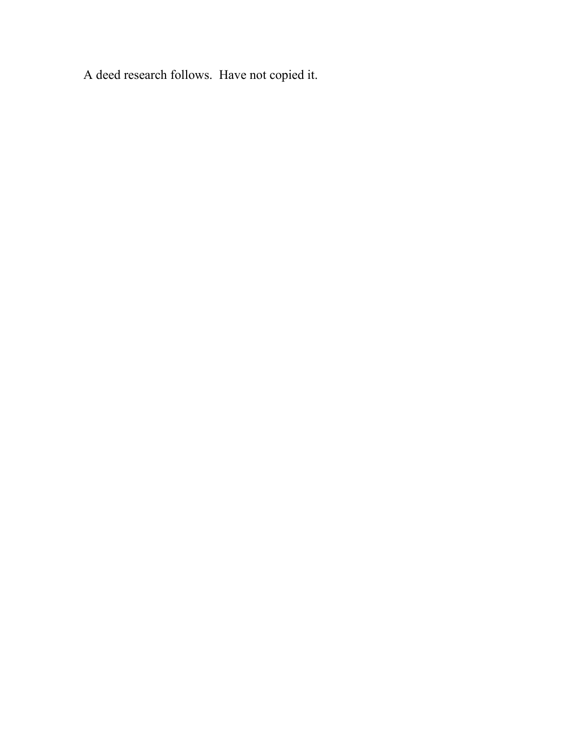A deed research follows.  Have not copied it.